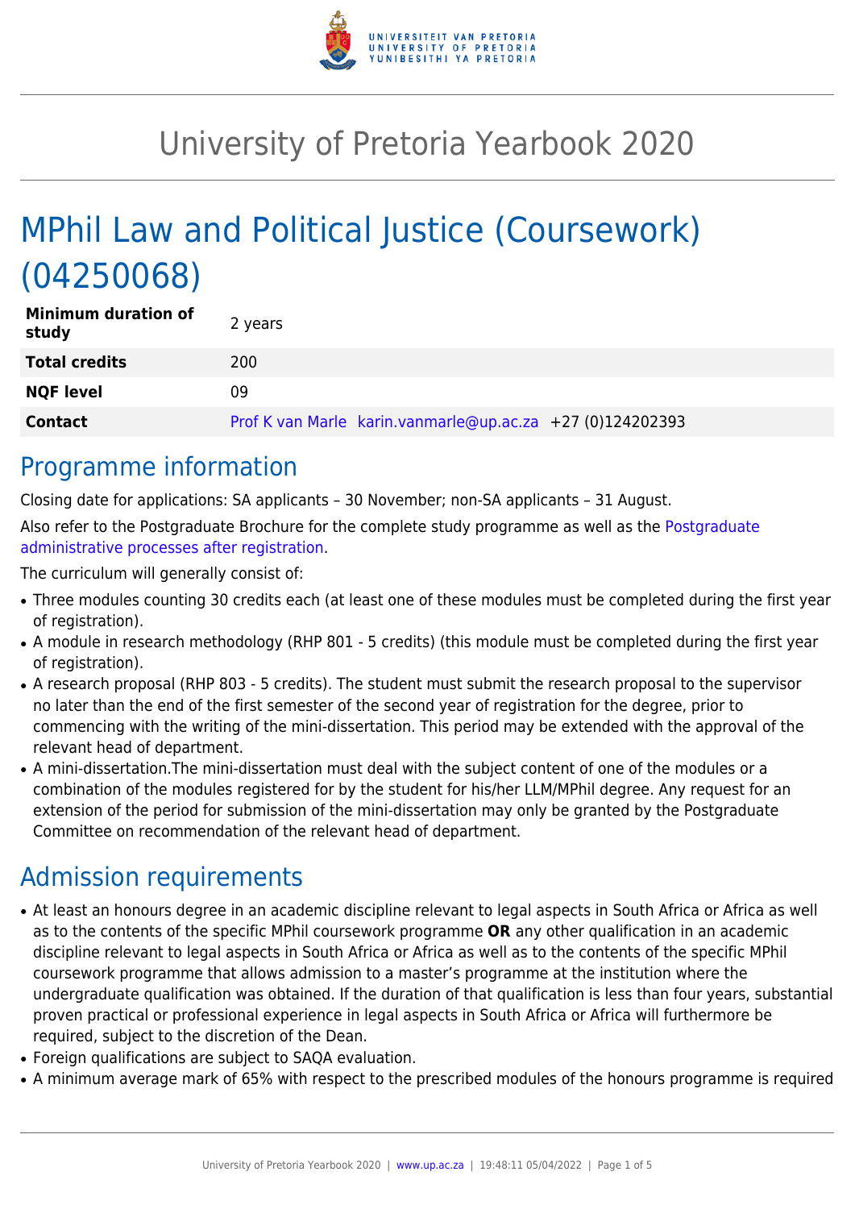# University of Pretoria Yearbook 2020

# MPhil Law and Political Justice (Coursework) (04250068)

| | |
|---|---|
| **Minimum duration of study** | 2 years |
| **Total credits** | 200 |
| **NQF level** | 09 |
| **Contact** | Prof K van Marle karin.vanmarle@up.ac.za +27 (0)124202393 |

## Programme information

Closing date for applications: SA applicants – 30 November; non-SA applicants – 31 August.

Also refer to the Postgraduate Brochure for the complete study programme as well as the Postgraduate administrative processes after registration.

The curriculum will generally consist of:

- Three modules counting 30 credits each (at least one of these modules must be completed during the first year of registration).
- A module in research methodology (RHP 801 - 5 credits) (this module must be completed during the first year of registration).
- A research proposal (RHP 803 - 5 credits). The student must submit the research proposal to the supervisor no later than the end of the first semester of the second year of registration for the degree, prior to commencing with the writing of the mini-dissertation. This period may be extended with the approval of the relevant head of department.
- A mini-dissertation.The mini-dissertation must deal with the subject content of one of the modules or a combination of the modules registered for by the student for his/her LLM/MPhil degree. Any request for an extension of the period for submission of the mini-dissertation may only be granted by the Postgraduate Committee on recommendation of the relevant head of department.

## Admission requirements

- At least an honours degree in an academic discipline relevant to legal aspects in South Africa or Africa as well as to the contents of the specific MPhil coursework programme **OR** any other qualification in an academic discipline relevant to legal aspects in South Africa or Africa as well as to the contents of the specific MPhil coursework programme that allows admission to a master's programme at the institution where the undergraduate qualification was obtained. If the duration of that qualification is less than four years, substantial proven practical or professional experience in legal aspects in South Africa or Africa will furthermore be required, subject to the discretion of the Dean.
- Foreign qualifications are subject to SAQA evaluation.
- A minimum average mark of 65% with respect to the prescribed modules of the honours programme is required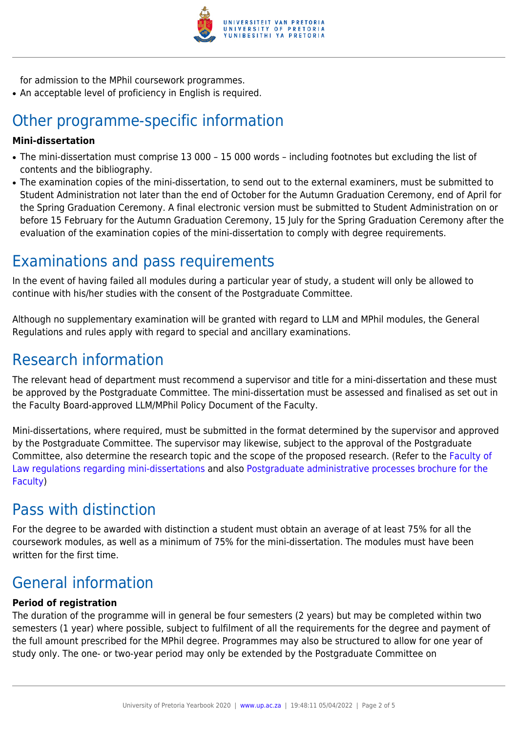for admission to the MPhil coursework programmes.
- An acceptable level of proficiency in English is required.

## Other programme-specific information

**Mini-dissertation**

- The mini-dissertation must comprise 13 000 – 15 000 words – including footnotes but excluding the list of contents and the bibliography.
- The examination copies of the mini-dissertation, to send out to the external examiners, must be submitted to Student Administration not later than the end of October for the Autumn Graduation Ceremony, end of April for the Spring Graduation Ceremony. A final electronic version must be submitted to Student Administration on or before 15 February for the Autumn Graduation Ceremony, 15 July for the Spring Graduation Ceremony after the evaluation of the examination copies of the mini-dissertation to comply with degree requirements.

## Examinations and pass requirements

In the event of having failed all modules during a particular year of study, a student will only be allowed to continue with his/her studies with the consent of the Postgraduate Committee.

Although no supplementary examination will be granted with regard to LLM and MPhil modules, the General Regulations and rules apply with regard to special and ancillary examinations.

## Research information

The relevant head of department must recommend a supervisor and title for a mini-dissertation and these must be approved by the Postgraduate Committee. The mini-dissertation must be assessed and finalised as set out in the Faculty Board-approved LLM/MPhil Policy Document of the Faculty.

Mini-dissertations, where required, must be submitted in the format determined by the supervisor and approved by the Postgraduate Committee. The supervisor may likewise, subject to the approval of the Postgraduate Committee, also determine the research topic and the scope of the proposed research. (Refer to the Faculty of Law regulations regarding mini-dissertations and also Postgraduate administrative processes brochure for the Faculty)

## Pass with distinction

For the degree to be awarded with distinction a student must obtain an average of at least 75% for all the coursework modules, as well as a minimum of 75% for the mini-dissertation. The modules must have been written for the first time.

## General information

**Period of registration**

The duration of the programme will in general be four semesters (2 years) but may be completed within two semesters (1 year) where possible, subject to fulfilment of all the requirements for the degree and payment of the full amount prescribed for the MPhil degree. Programmes may also be structured to allow for one year of study only. The one- or two-year period may only be extended by the Postgraduate Committee on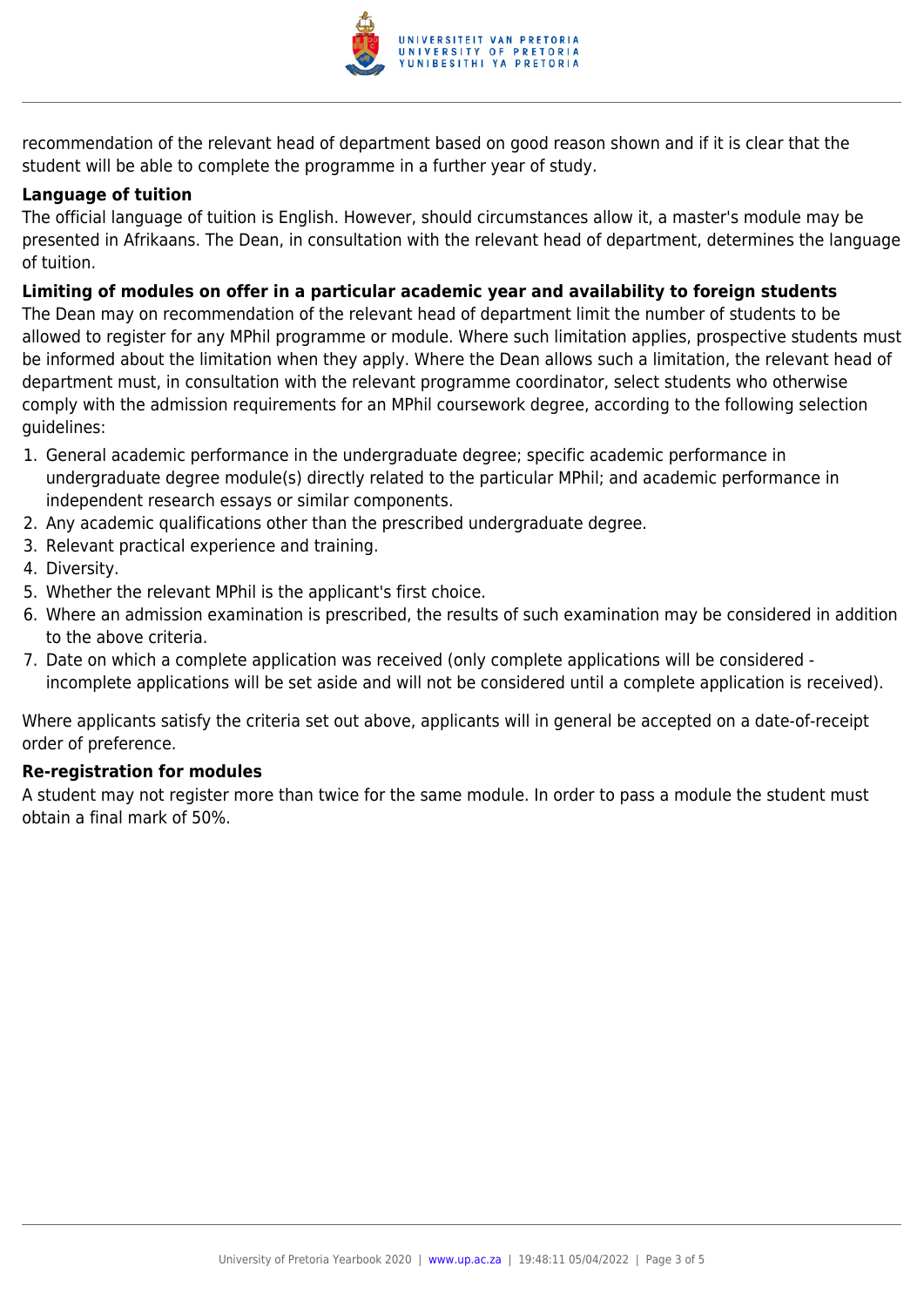recommendation of the relevant head of department based on good reason shown and if it is clear that the student will be able to complete the programme in a further year of study.

**Language of tuition**

The official language of tuition is English. However, should circumstances allow it, a master's module may be presented in Afrikaans. The Dean, in consultation with the relevant head of department, determines the language of tuition.

**Limiting of modules on offer in a particular academic year and availability to foreign students**

The Dean may on recommendation of the relevant head of department limit the number of students to be allowed to register for any MPhil programme or module. Where such limitation applies, prospective students must be informed about the limitation when they apply. Where the Dean allows such a limitation, the relevant head of department must, in consultation with the relevant programme coordinator, select students who otherwise comply with the admission requirements for an MPhil coursework degree, according to the following selection guidelines:

1. General academic performance in the undergraduate degree; specific academic performance in undergraduate degree module(s) directly related to the particular MPhil; and academic performance in independent research essays or similar components.
2. Any academic qualifications other than the prescribed undergraduate degree.
3. Relevant practical experience and training.
4. Diversity.
5. Whether the relevant MPhil is the applicant's first choice.
6. Where an admission examination is prescribed, the results of such examination may be considered in addition to the above criteria.
7. Date on which a complete application was received (only complete applications will be considered - incomplete applications will be set aside and will not be considered until a complete application is received).

Where applicants satisfy the criteria set out above, applicants will in general be accepted on a date-of-receipt order of preference.

**Re-registration for modules**

A student may not register more than twice for the same module. In order to pass a module the student must obtain a final mark of 50%.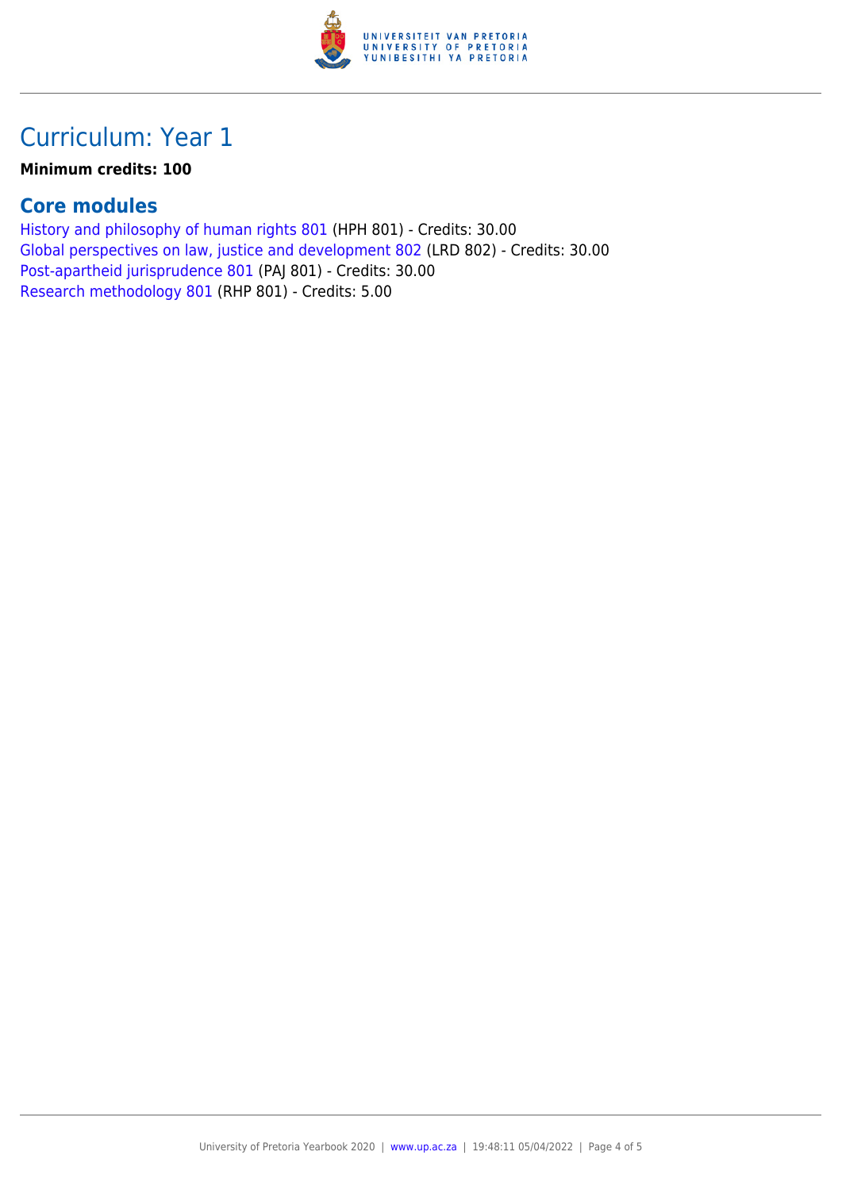## Curriculum: Year 1

**Minimum credits: 100**

### Core modules

History and philosophy of human rights 801 (HPH 801) - Credits: 30.00
Global perspectives on law, justice and development 802 (LRD 802) - Credits: 30.00
Post-apartheid jurisprudence 801 (PAJ 801) - Credits: 30.00
Research methodology 801 (RHP 801) - Credits: 5.00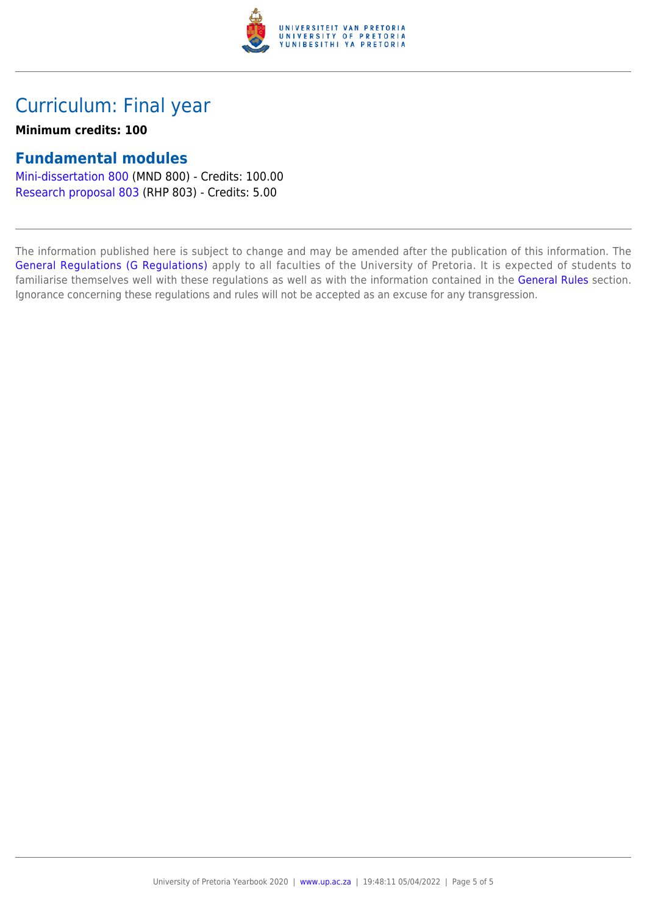## Curriculum: Final year

**Minimum credits: 100**

### Fundamental modules

Mini-dissertation 800 (MND 800) - Credits: 100.00
Research proposal 803 (RHP 803) - Credits: 5.00

---

The information published here is subject to change and may be amended after the publication of this information. The General Regulations (G Regulations) apply to all faculties of the University of Pretoria. It is expected of students to familiarise themselves well with these regulations as well as with the information contained in the General Rules section. Ignorance concerning these regulations and rules will not be accepted as an excuse for any transgression.